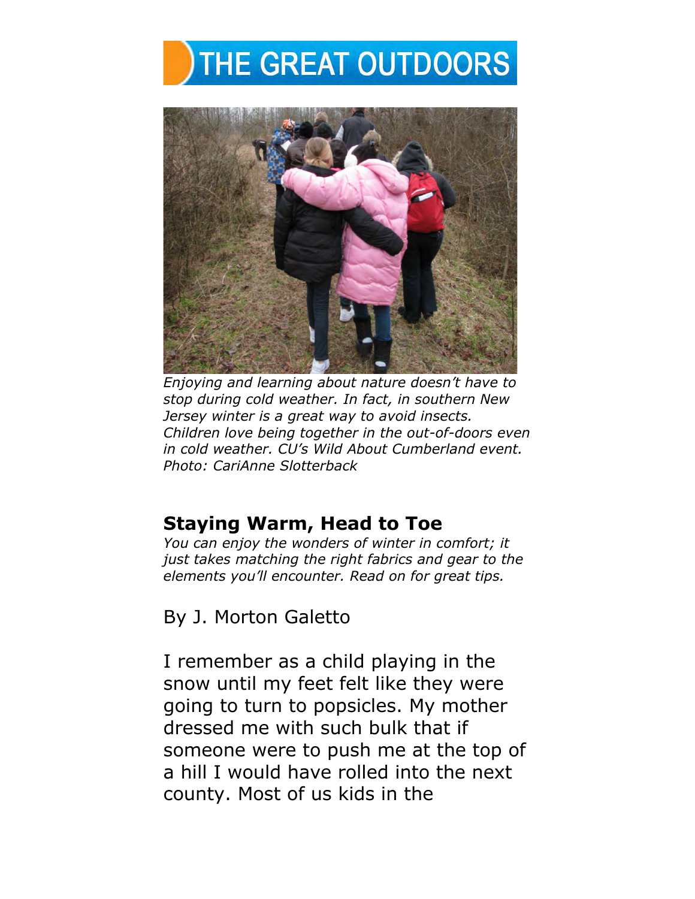# THE GREAT OUTDOORS

*Enjoying and learning about nature doesn't have to stop during cold weather. In fact, in southern New Jersey winter is a great way to avoid insects. Children love being together in the out-of-doors even in cold weather. CU's Wild About Cumberland event. Photo: CariAnne Slotterback*

## Staying Warm, Head to Toe

*You can enjoy the wonders of winter in comfort; it just takes matching the right fabrics and gear to the elements you'll encounter. Read on for great tips.*

By J. Morton Galetto

I remember as a child playing in the snow until my feet felt like they were going to turn to popsicles. My mother dressed me with such bulk that if someone were to push me at the top of a hill I would have rolled into the next county. Most of us kids in the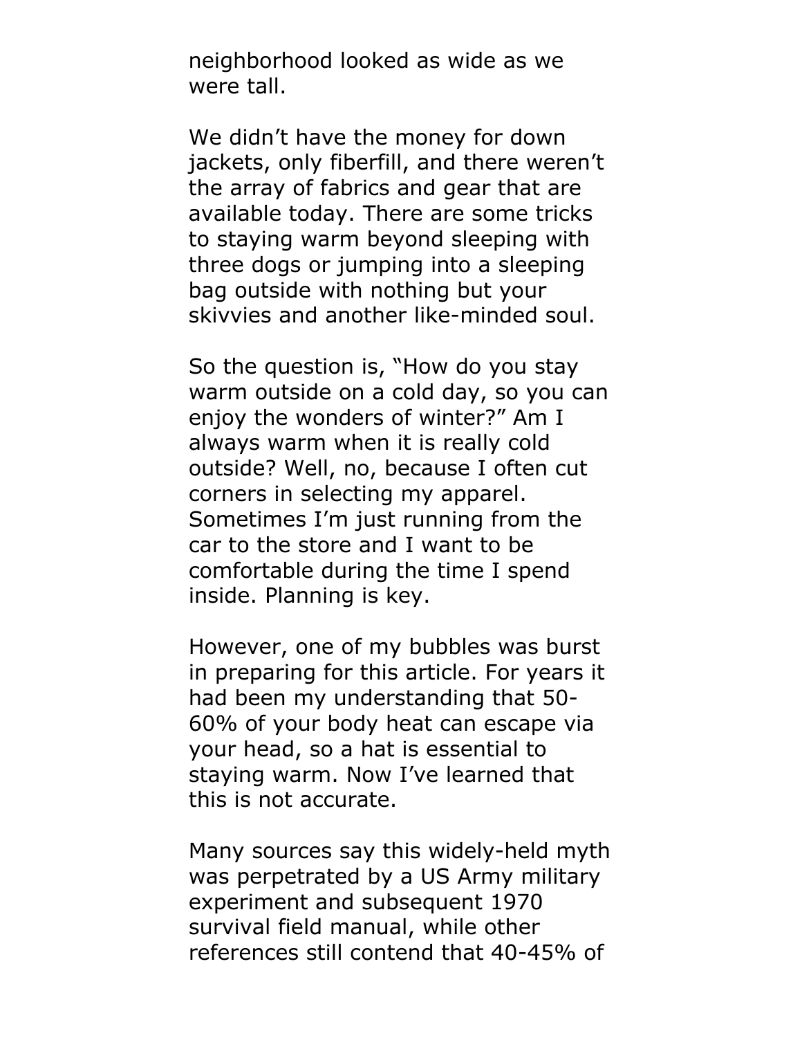neighborhood looked as wide as we were tall.

We didn't have the money for down jackets, only fiberfill, and there weren't the array of fabrics and gear that are available today. There are some tricks to staying warm beyond sleeping with three dogs or jumping into a sleeping bag outside with nothing but your skivvies and another like-minded soul.

So the question is, "How do you stay warm outside on a cold day, so you can enjoy the wonders of winter?" Am I always warm when it is really cold outside? Well, no, because I often cut corners in selecting my apparel. Sometimes I'm just running from the car to the store and I want to be comfortable during the time I spend inside. Planning is key.

However, one of my bubbles was burst in preparing for this article. For years it had been my understanding that 50-60% of your body heat can escape via your head, so a hat is essential to staying warm. Now I've learned that this is not accurate.

Many sources say this widely-held myth was perpetrated by a US Army military experiment and subsequent 1970 survival field manual, while other references still contend that 40-45% of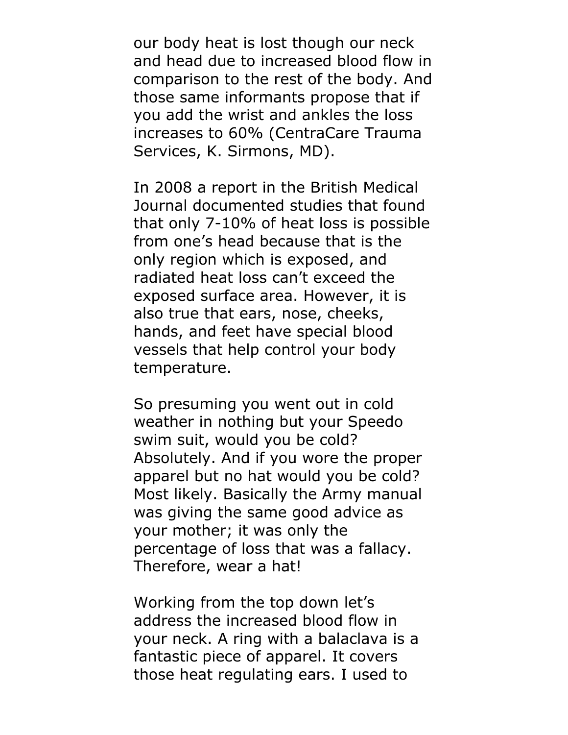our body heat is lost though our neck and head due to increased blood flow in comparison to the rest of the body. And those same informants propose that if you add the wrist and ankles the loss increases to 60% (CentraCare Trauma Services, K. Sirmons, MD).

In 2008 a report in the British Medical Journal documented studies that found that only 7-10% of heat loss is possible from one's head because that is the only region which is exposed, and radiated heat loss can't exceed the exposed surface area. However, it is also true that ears, nose, cheeks, hands, and feet have special blood vessels that help control your body temperature.

So presuming you went out in cold weather in nothing but your Speedo swim suit, would you be cold? Absolutely. And if you wore the proper apparel but no hat would you be cold? Most likely. Basically the Army manual was giving the same good advice as your mother; it was only the percentage of loss that was a fallacy. Therefore, wear a hat!

Working from the top down let's address the increased blood flow in your neck. A ring with a balaclava is a fantastic piece of apparel. It covers those heat regulating ears. I used to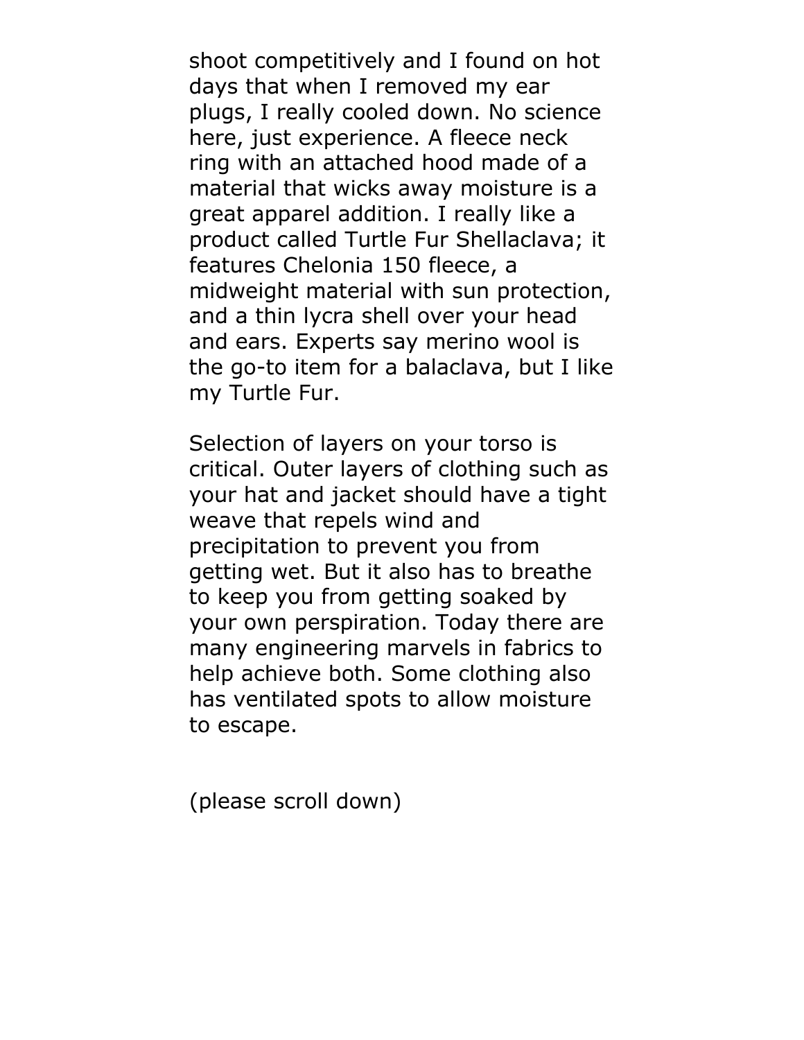shoot competitively and I found on hot days that when I removed my ear plugs, I really cooled down. No science here, just experience. A fleece neck ring with an attached hood made of a material that wicks away moisture is a great apparel addition. I really like a product called Turtle Fur Shellaclava; it features Chelonia 150 fleece, a midweight material with sun protection, and a thin lycra shell over your head and ears. Experts say merino wool is the go-to item for a balaclava, but I like my Turtle Fur.

Selection of layers on your torso is critical. Outer layers of clothing such as your hat and jacket should have a tight weave that repels wind and precipitation to prevent you from getting wet. But it also has to breathe to keep you from getting soaked by your own perspiration. Today there are many engineering marvels in fabrics to help achieve both. Some clothing also has ventilated spots to allow moisture to escape.

(please scroll down)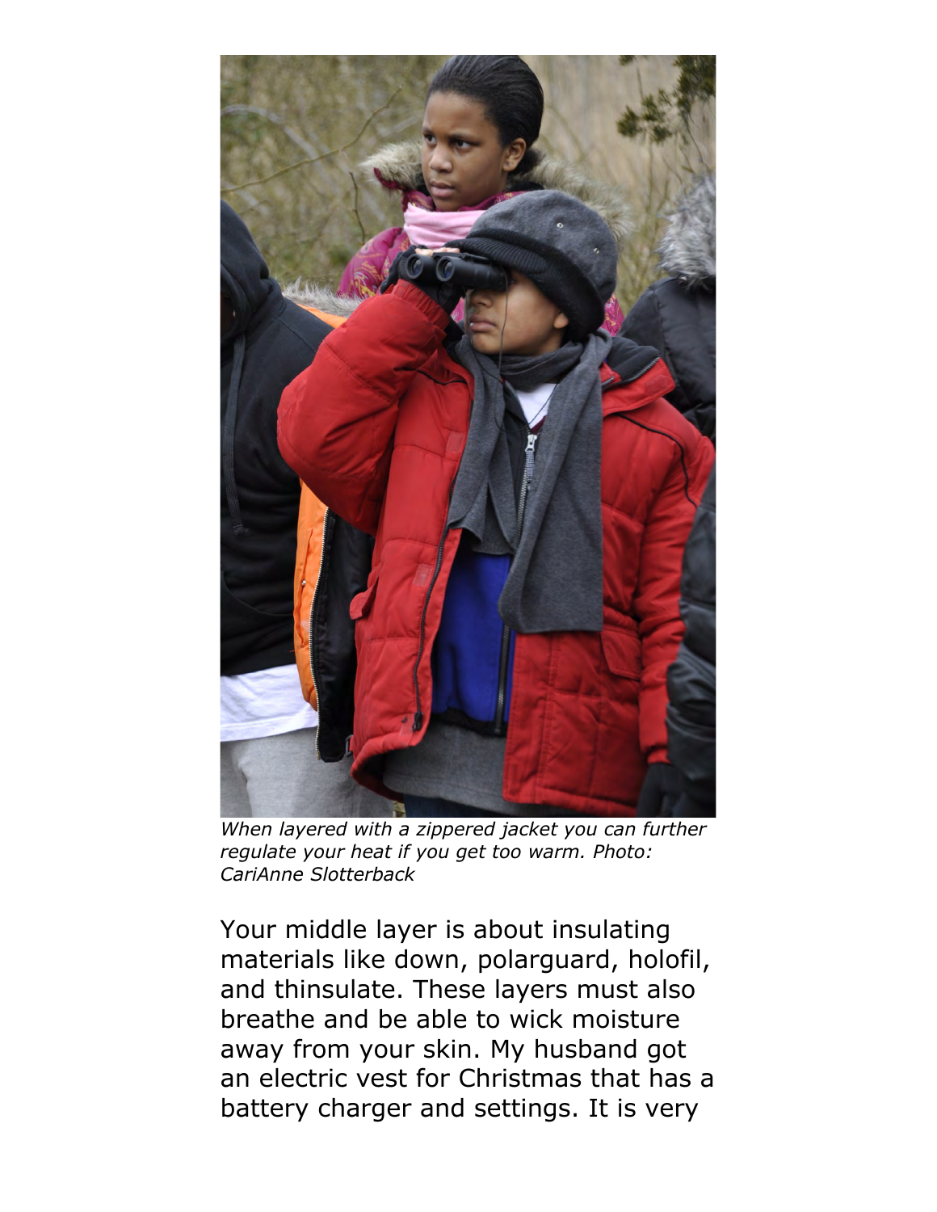*When layered with a zippered jacket you can further regulate your heat if you get too warm. Photo: CariAnne Slotterback*

Your middle layer is about insulating materials like down, polarguard, holofil, and thinsulate. These layers must also breathe and be able to wick moisture away from your skin. My husband got an electric vest for Christmas that has a battery charger and settings. It is very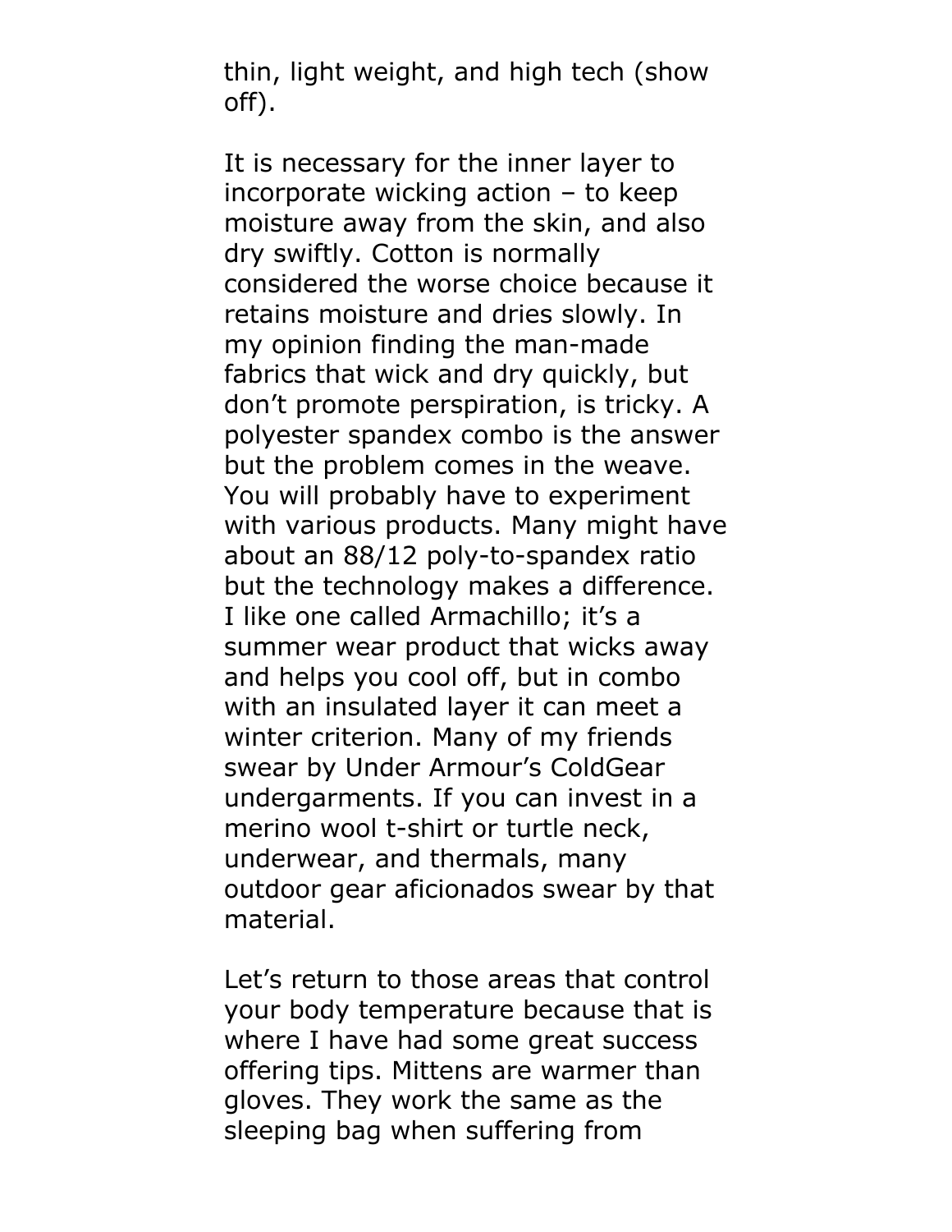thin, light weight, and high tech (show off).

It is necessary for the inner layer to incorporate wicking action – to keep moisture away from the skin, and also dry swiftly. Cotton is normally considered the worse choice because it retains moisture and dries slowly. In my opinion finding the man-made fabrics that wick and dry quickly, but don't promote perspiration, is tricky. A polyester spandex combo is the answer but the problem comes in the weave. You will probably have to experiment with various products. Many might have about an 88/12 poly-to-spandex ratio but the technology makes a difference. I like one called Armachillo; it's a summer wear product that wicks away and helps you cool off, but in combo with an insulated layer it can meet a winter criterion. Many of my friends swear by Under Armour's ColdGear undergarments. If you can invest in a merino wool t-shirt or turtle neck, underwear, and thermals, many outdoor gear aficionados swear by that material.

Let's return to those areas that control your body temperature because that is where I have had some great success offering tips. Mittens are warmer than gloves. They work the same as the sleeping bag when suffering from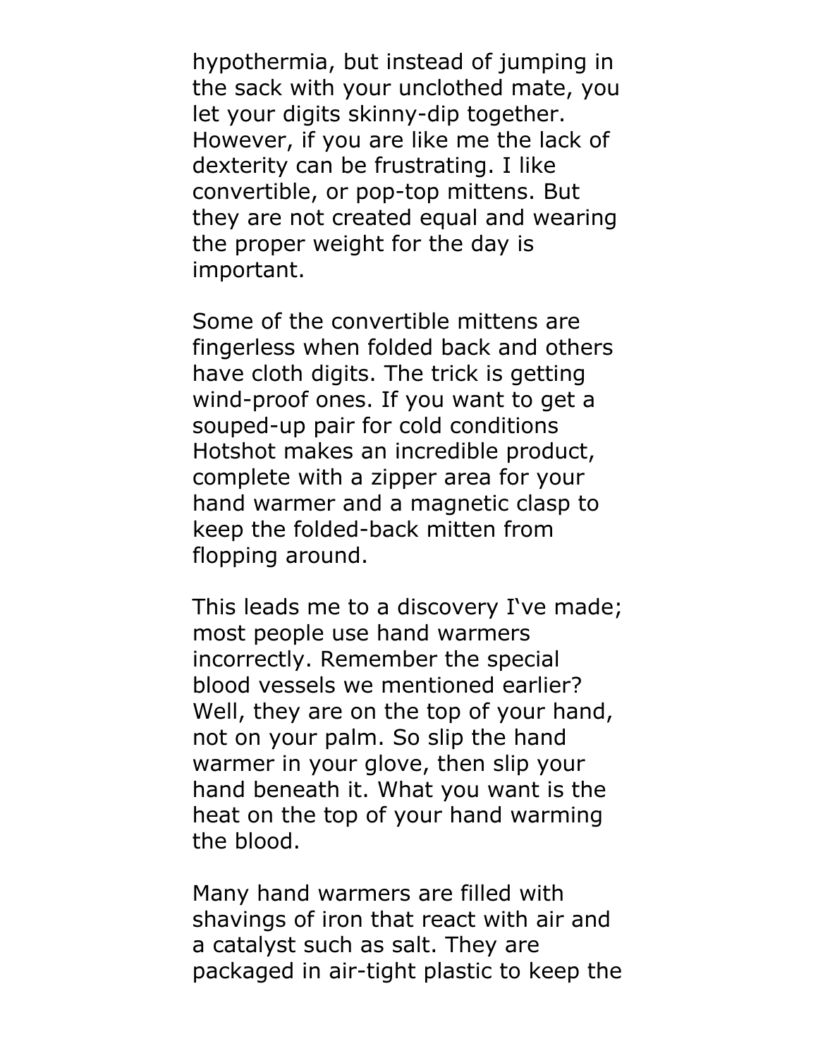hypothermia, but instead of jumping in the sack with your unclothed mate, you let your digits skinny-dip together. However, if you are like me the lack of dexterity can be frustrating. I like convertible, or pop-top mittens. But they are not created equal and wearing the proper weight for the day is important.

Some of the convertible mittens are fingerless when folded back and others have cloth digits. The trick is getting wind-proof ones. If you want to get a souped-up pair for cold conditions Hotshot makes an incredible product, complete with a zipper area for your hand warmer and a magnetic clasp to keep the folded-back mitten from flopping around.

This leads me to a discovery I've made; most people use hand warmers incorrectly. Remember the special blood vessels we mentioned earlier? Well, they are on the top of your hand, not on your palm. So slip the hand warmer in your glove, then slip your hand beneath it. What you want is the heat on the top of your hand warming the blood.

Many hand warmers are filled with shavings of iron that react with air and a catalyst such as salt. They are packaged in air-tight plastic to keep the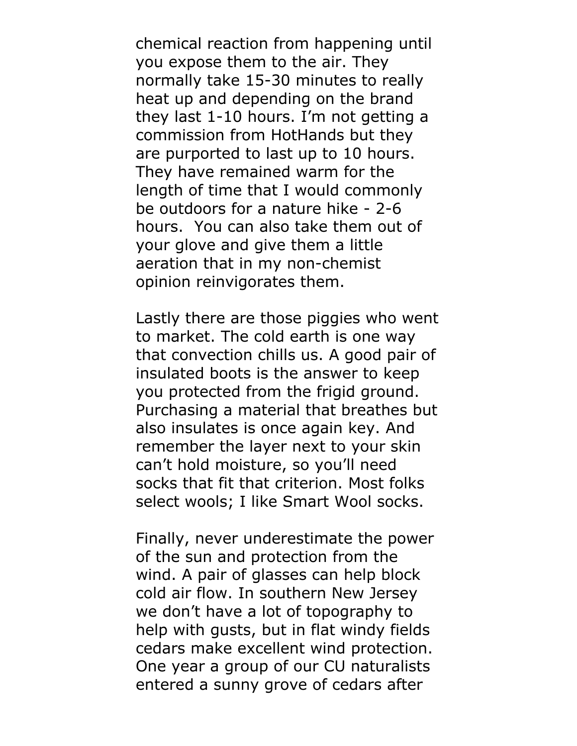chemical reaction from happening until you expose them to the air. They normally take 15-30 minutes to really heat up and depending on the brand they last 1-10 hours. I'm not getting a commission from HotHands but they are purported to last up to 10 hours. They have remained warm for the length of time that I would commonly be outdoors for a nature hike - 2-6 hours. You can also take them out of your glove and give them a little aeration that in my non-chemist opinion reinvigorates them.

Lastly there are those piggies who went to market. The cold earth is one way that convection chills us. A good pair of insulated boots is the answer to keep you protected from the frigid ground. Purchasing a material that breathes but also insulates is once again key. And remember the layer next to your skin can't hold moisture, so you'll need socks that fit that criterion. Most folks select wools; I like Smart Wool socks.

Finally, never underestimate the power of the sun and protection from the wind. A pair of glasses can help block cold air flow. In southern New Jersey we don't have a lot of topography to help with gusts, but in flat windy fields cedars make excellent wind protection. One year a group of our CU naturalists entered a sunny grove of cedars after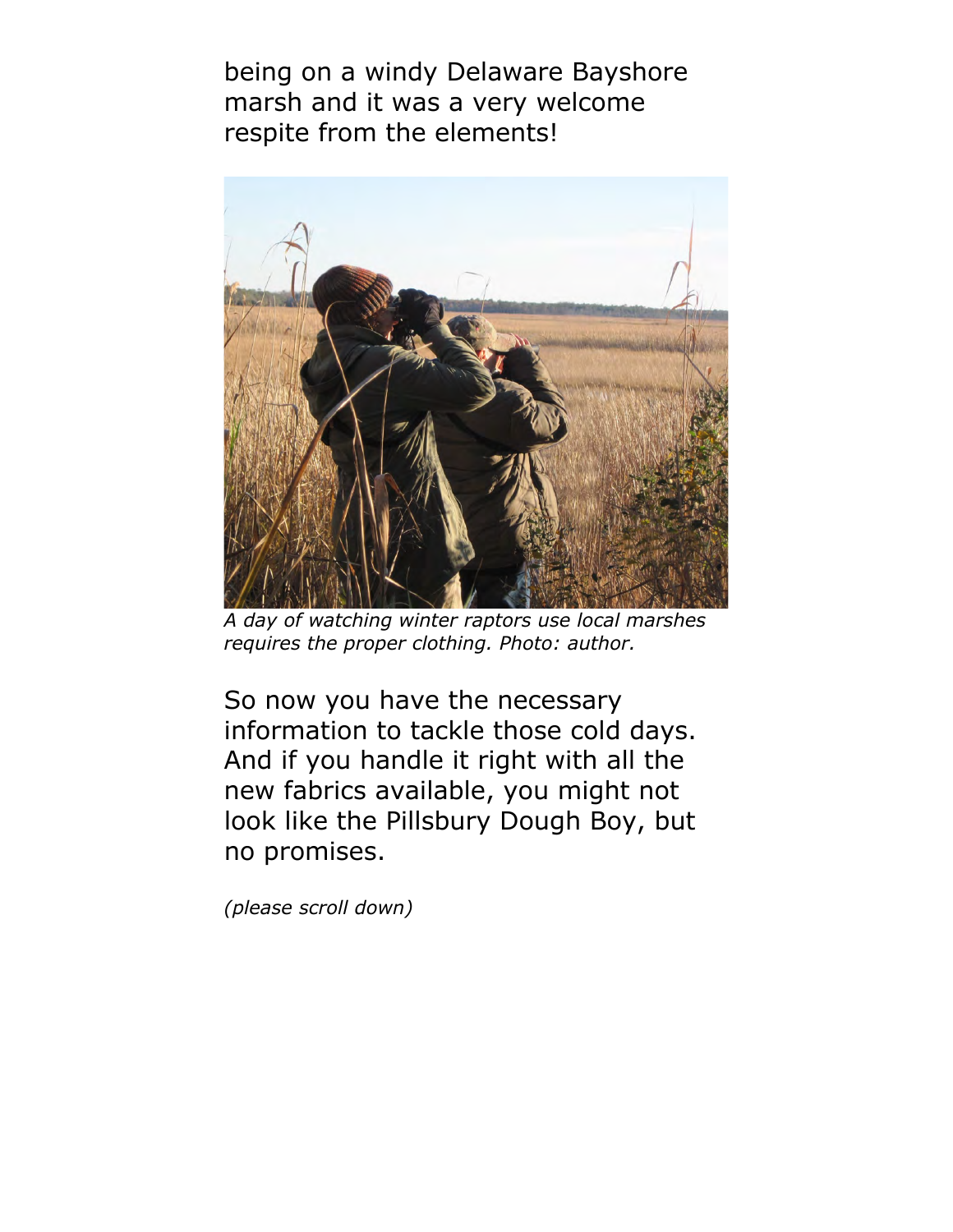being on a windy Delaware Bayshore marsh and it was a very welcome respite from the elements!

*A day of watching winter raptors use local marshes requires the proper clothing. Photo: author.*

So now you have the necessary information to tackle those cold days. And if you handle it right with all the new fabrics available, you might not look like the Pillsbury Dough Boy, but no promises.

*(please scroll down)*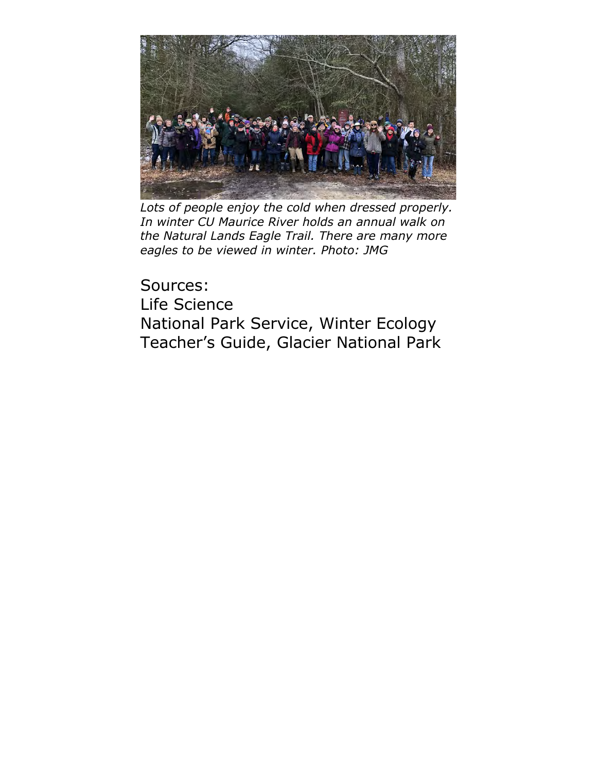*Lots of people enjoy the cold when dressed properly. In winter CU Maurice River holds an annual walk on the Natural Lands Eagle Trail. There are many more eagles to be viewed in winter. Photo: JMG*

Sources:
Life Science
National Park Service, Winter Ecology Teacher's Guide, Glacier National Park